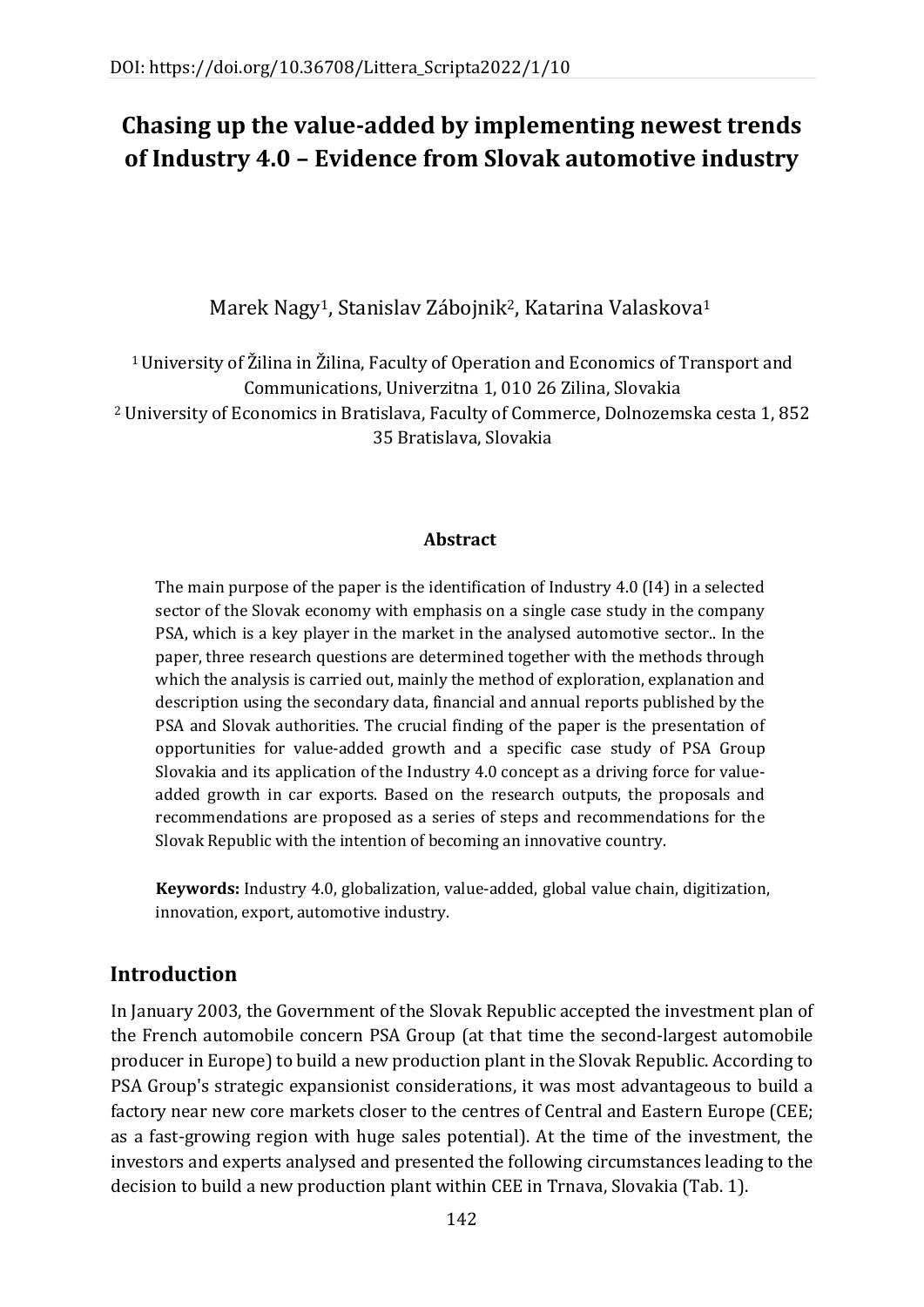DOI: https://doi.org/10.36708/Littera_Scripta2022/1/10

# Chasing up the value-added by implementing newest trends of Industry 4.0 – Evidence from Slovak automotive industry

Marek Nagy[1], Stanislav Zábojnik[2], Katarina Valaskova[1]

[1] University of Žilina in Žilina, Faculty of Operation and Economics of Transport and Communications, Univerzitna 1, 010 26 Zilina, Slovakia
[2] University of Economics in Bratislava, Faculty of Commerce, Dolnozemska cesta 1, 852 35 Bratislava, Slovakia

### Abstract

The main purpose of the paper is the identification of Industry 4.0 (I4) in a selected sector of the Slovak economy with emphasis on a single case study in the company PSA, which is a key player in the market in the analysed automotive sector.. In the paper, three research questions are determined together with the methods through which the analysis is carried out, mainly the method of exploration, explanation and description using the secondary data, financial and annual reports published by the PSA and Slovak authorities. The crucial finding of the paper is the presentation of opportunities for value-added growth and a specific case study of PSA Group Slovakia and its application of the Industry 4.0 concept as a driving force for value-added growth in car exports. Based on the research outputs, the proposals and recommendations are proposed as a series of steps and recommendations for the Slovak Republic with the intention of becoming an innovative country.

**Keywords:** Industry 4.0, globalization, value-added, global value chain, digitization, innovation, export, automotive industry.

## Introduction

In January 2003, the Government of the Slovak Republic accepted the investment plan of the French automobile concern PSA Group (at that time the second-largest automobile producer in Europe) to build a new production plant in the Slovak Republic. According to PSA Group's strategic expansionist considerations, it was most advantageous to build a factory near new core markets closer to the centres of Central and Eastern Europe (CEE; as a fast-growing region with huge sales potential). At the time of the investment, the investors and experts analysed and presented the following circumstances leading to the decision to build a new production plant within CEE in Trnava, Slovakia (Tab. 1).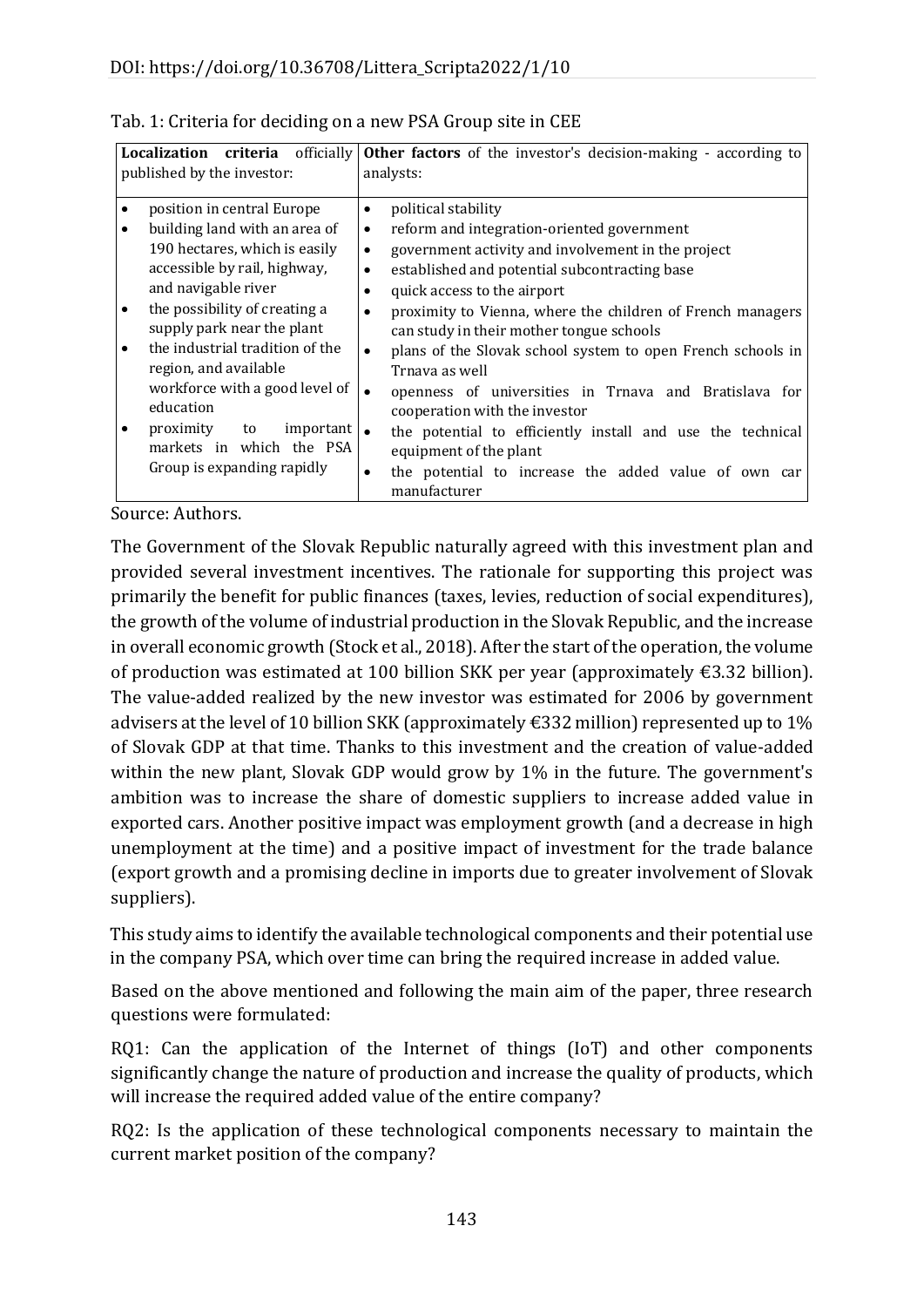Tab. 1: Criteria for deciding on a new PSA Group site in CEE

| **Localization criteria** officially published by the investor: | **Other factors** of the investor's decision-making - according to analysts: |
|---|---|
| • position in central Europe<br>• building land with an area of 190 hectares, which is easily accessible by rail, highway, and navigable river<br>• the possibility of creating a supply park near the plant<br>• the industrial tradition of the region, and available workforce with a good level of education<br>• proximity to important markets in which the PSA Group is expanding rapidly | • political stability<br>• reform and integration-oriented government<br>• government activity and involvement in the project<br>• established and potential subcontracting base<br>• quick access to the airport<br>• proximity to Vienna, where the children of French managers can study in their mother tongue schools<br>• plans of the Slovak school system to open French schools in Trnava as well<br>• openness of universities in Trnava and Bratislava for cooperation with the investor<br>• the potential to efficiently install and use the technical equipment of the plant<br>• the potential to increase the added value of own car manufacturer |

Source: Authors.

The Government of the Slovak Republic naturally agreed with this investment plan and provided several investment incentives. The rationale for supporting this project was primarily the benefit for public finances (taxes, levies, reduction of social expenditures), the growth of the volume of industrial production in the Slovak Republic, and the increase in overall economic growth (Stock et al., 2018). After the start of the operation, the volume of production was estimated at 100 billion SKK per year (approximately €3.32 billion). The value-added realized by the new investor was estimated for 2006 by government advisers at the level of 10 billion SKK (approximately €332 million) represented up to 1% of Slovak GDP at that time. Thanks to this investment and the creation of value-added within the new plant, Slovak GDP would grow by 1% in the future. The government's ambition was to increase the share of domestic suppliers to increase added value in exported cars. Another positive impact was employment growth (and a decrease in high unemployment at the time) and a positive impact of investment for the trade balance (export growth and a promising decline in imports due to greater involvement of Slovak suppliers).

This study aims to identify the available technological components and their potential use in the company PSA, which over time can bring the required increase in added value.

Based on the above mentioned and following the main aim of the paper, three research questions were formulated:

RQ1: Can the application of the Internet of things (IoT) and other components significantly change the nature of production and increase the quality of products, which will increase the required added value of the entire company?

RQ2: Is the application of these technological components necessary to maintain the current market position of the company?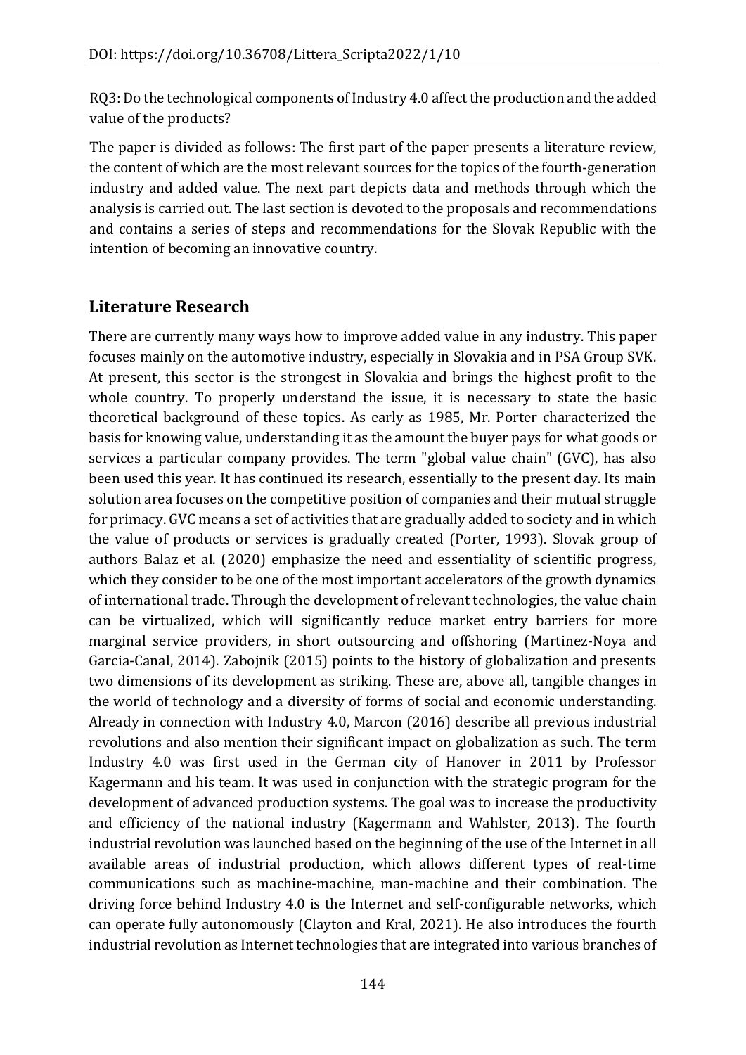RQ3: Do the technological components of Industry 4.0 affect the production and the added value of the products?

The paper is divided as follows: The first part of the paper presents a literature review, the content of which are the most relevant sources for the topics of the fourth-generation industry and added value. The next part depicts data and methods through which the analysis is carried out. The last section is devoted to the proposals and recommendations and contains a series of steps and recommendations for the Slovak Republic with the intention of becoming an innovative country.

## Literature Research

There are currently many ways how to improve added value in any industry. This paper focuses mainly on the automotive industry, especially in Slovakia and in PSA Group SVK. At present, this sector is the strongest in Slovakia and brings the highest profit to the whole country. To properly understand the issue, it is necessary to state the basic theoretical background of these topics. As early as 1985, Mr. Porter characterized the basis for knowing value, understanding it as the amount the buyer pays for what goods or services a particular company provides. The term "global value chain" (GVC), has also been used this year. It has continued its research, essentially to the present day. Its main solution area focuses on the competitive position of companies and their mutual struggle for primacy. GVC means a set of activities that are gradually added to society and in which the value of products or services is gradually created (Porter, 1993). Slovak group of authors Balaz et al. (2020) emphasize the need and essentiality of scientific progress, which they consider to be one of the most important accelerators of the growth dynamics of international trade. Through the development of relevant technologies, the value chain can be virtualized, which will significantly reduce market entry barriers for more marginal service providers, in short outsourcing and offshoring (Martinez-Noya and Garcia-Canal, 2014). Zabojnik (2015) points to the history of globalization and presents two dimensions of its development as striking. These are, above all, tangible changes in the world of technology and a diversity of forms of social and economic understanding. Already in connection with Industry 4.0, Marcon (2016) describe all previous industrial revolutions and also mention their significant impact on globalization as such. The term Industry 4.0 was first used in the German city of Hanover in 2011 by Professor Kagermann and his team. It was used in conjunction with the strategic program for the development of advanced production systems. The goal was to increase the productivity and efficiency of the national industry (Kagermann and Wahlster, 2013). The fourth industrial revolution was launched based on the beginning of the use of the Internet in all available areas of industrial production, which allows different types of real-time communications such as machine-machine, man-machine and their combination. The driving force behind Industry 4.0 is the Internet and self-configurable networks, which can operate fully autonomously (Clayton and Kral, 2021). He also introduces the fourth industrial revolution as Internet technologies that are integrated into various branches of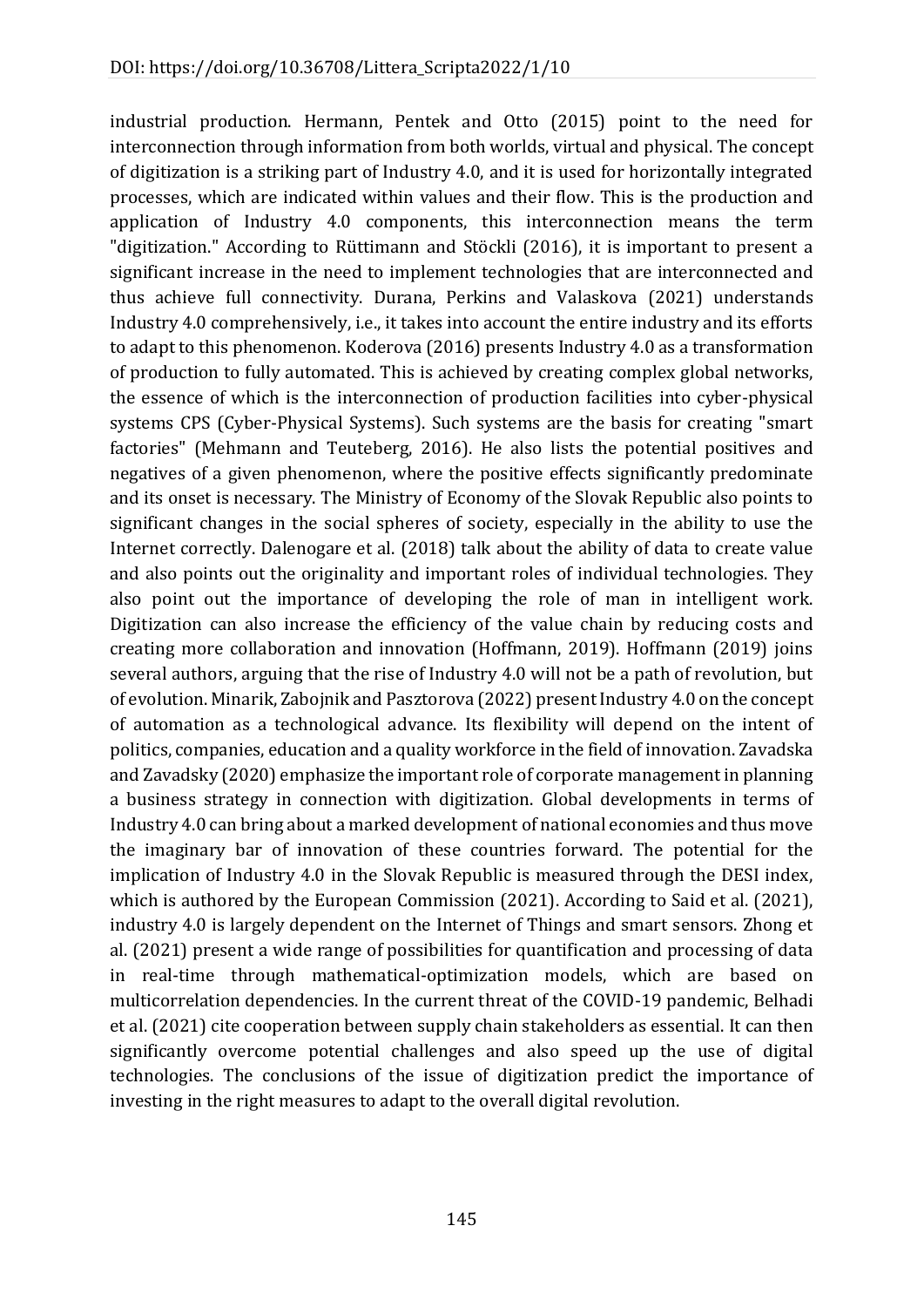industrial production. Hermann, Pentek and Otto (2015) point to the need for interconnection through information from both worlds, virtual and physical. The concept of digitization is a striking part of Industry 4.0, and it is used for horizontally integrated processes, which are indicated within values and their flow. This is the production and application of Industry 4.0 components, this interconnection means the term "digitization." According to Rüttimann and Stöckli (2016), it is important to present a significant increase in the need to implement technologies that are interconnected and thus achieve full connectivity. Durana, Perkins and Valaskova (2021) understands Industry 4.0 comprehensively, i.e., it takes into account the entire industry and its efforts to adapt to this phenomenon. Koderova (2016) presents Industry 4.0 as a transformation of production to fully automated. This is achieved by creating complex global networks, the essence of which is the interconnection of production facilities into cyber-physical systems CPS (Cyber-Physical Systems). Such systems are the basis for creating "smart factories" (Mehmann and Teuteberg, 2016). He also lists the potential positives and negatives of a given phenomenon, where the positive effects significantly predominate and its onset is necessary. The Ministry of Economy of the Slovak Republic also points to significant changes in the social spheres of society, especially in the ability to use the Internet correctly. Dalenogare et al. (2018) talk about the ability of data to create value and also points out the originality and important roles of individual technologies. They also point out the importance of developing the role of man in intelligent work. Digitization can also increase the efficiency of the value chain by reducing costs and creating more collaboration and innovation (Hoffmann, 2019). Hoffmann (2019) joins several authors, arguing that the rise of Industry 4.0 will not be a path of revolution, but of evolution. Minarik, Zabojnik and Pasztorova (2022) present Industry 4.0 on the concept of automation as a technological advance. Its flexibility will depend on the intent of politics, companies, education and a quality workforce in the field of innovation. Zavadska and Zavadsky (2020) emphasize the important role of corporate management in planning a business strategy in connection with digitization. Global developments in terms of Industry 4.0 can bring about a marked development of national economies and thus move the imaginary bar of innovation of these countries forward. The potential for the implication of Industry 4.0 in the Slovak Republic is measured through the DESI index, which is authored by the European Commission (2021). According to Said et al. (2021), industry 4.0 is largely dependent on the Internet of Things and smart sensors. Zhong et al. (2021) present a wide range of possibilities for quantification and processing of data in real-time through mathematical-optimization models, which are based on multicorrelation dependencies. In the current threat of the COVID-19 pandemic, Belhadi et al. (2021) cite cooperation between supply chain stakeholders as essential. It can then significantly overcome potential challenges and also speed up the use of digital technologies. The conclusions of the issue of digitization predict the importance of investing in the right measures to adapt to the overall digital revolution.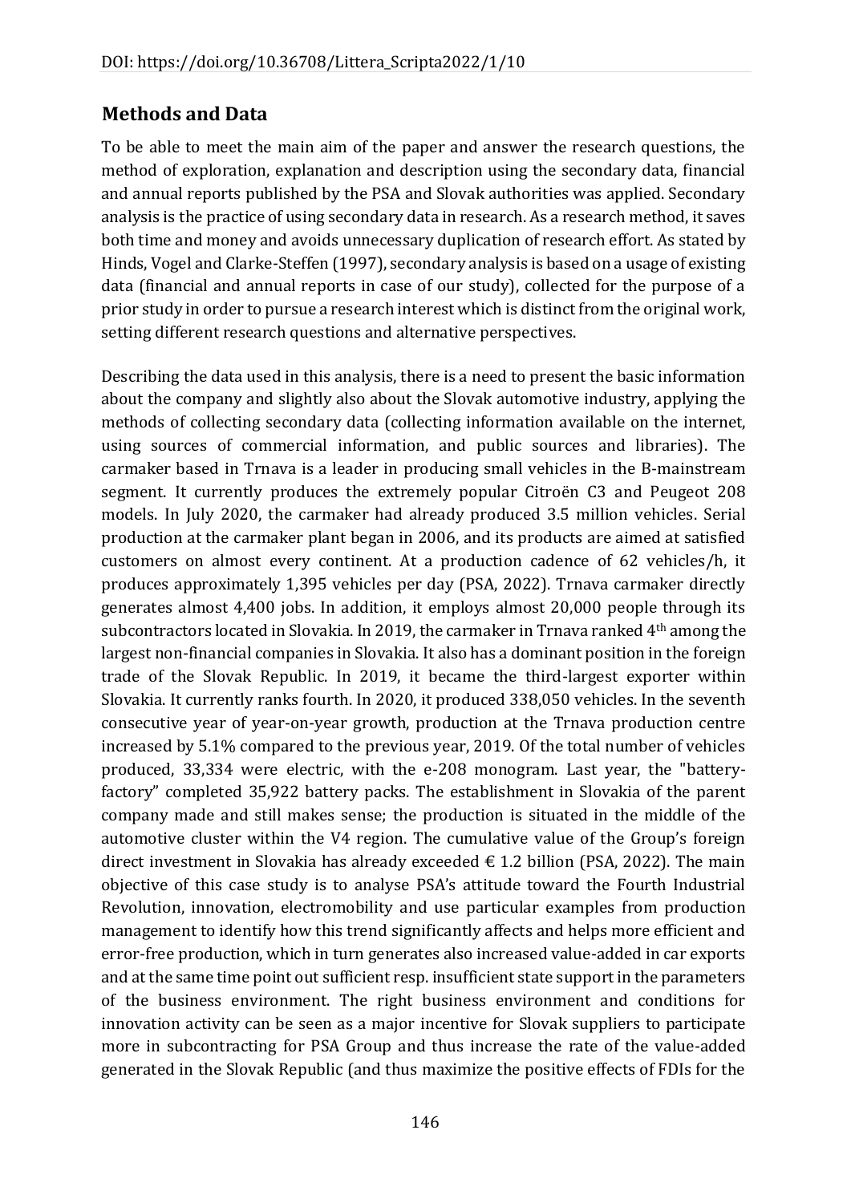## Methods and Data

To be able to meet the main aim of the paper and answer the research questions, the method of exploration, explanation and description using the secondary data, financial and annual reports published by the PSA and Slovak authorities was applied. Secondary analysis is the practice of using secondary data in research. As a research method, it saves both time and money and avoids unnecessary duplication of research effort. As stated by Hinds, Vogel and Clarke-Steffen (1997), secondary analysis is based on a usage of existing data (financial and annual reports in case of our study), collected for the purpose of a prior study in order to pursue a research interest which is distinct from the original work, setting different research questions and alternative perspectives.

Describing the data used in this analysis, there is a need to present the basic information about the company and slightly also about the Slovak automotive industry, applying the methods of collecting secondary data (collecting information available on the internet, using sources of commercial information, and public sources and libraries). The carmaker based in Trnava is a leader in producing small vehicles in the B-mainstream segment. It currently produces the extremely popular Citroën C3 and Peugeot 208 models. In July 2020, the carmaker had already produced 3.5 million vehicles. Serial production at the carmaker plant began in 2006, and its products are aimed at satisfied customers on almost every continent. At a production cadence of 62 vehicles/h, it produces approximately 1,395 vehicles per day (PSA, 2022). Trnava carmaker directly generates almost 4,400 jobs. In addition, it employs almost 20,000 people through its subcontractors located in Slovakia. In 2019, the carmaker in Trnava ranked 4th among the largest non-financial companies in Slovakia. It also has a dominant position in the foreign trade of the Slovak Republic. In 2019, it became the third-largest exporter within Slovakia. It currently ranks fourth. In 2020, it produced 338,050 vehicles. In the seventh consecutive year of year-on-year growth, production at the Trnava production centre increased by 5.1% compared to the previous year, 2019. Of the total number of vehicles produced, 33,334 were electric, with the e-208 monogram. Last year, the "battery-factory" completed 35,922 battery packs. The establishment in Slovakia of the parent company made and still makes sense; the production is situated in the middle of the automotive cluster within the V4 region. The cumulative value of the Group's foreign direct investment in Slovakia has already exceeded € 1.2 billion (PSA, 2022). The main objective of this case study is to analyse PSA's attitude toward the Fourth Industrial Revolution, innovation, electromobility and use particular examples from production management to identify how this trend significantly affects and helps more efficient and error-free production, which in turn generates also increased value-added in car exports and at the same time point out sufficient resp. insufficient state support in the parameters of the business environment. The right business environment and conditions for innovation activity can be seen as a major incentive for Slovak suppliers to participate more in subcontracting for PSA Group and thus increase the rate of the value-added generated in the Slovak Republic (and thus maximize the positive effects of FDIs for the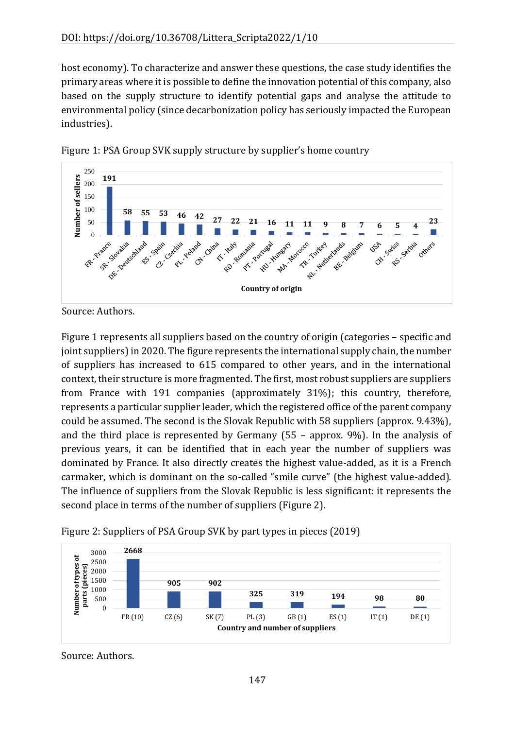host economy). To characterize and answer these questions, the case study identifies the primary areas where it is possible to define the innovation potential of this company, also based on the supply structure to identify potential gaps and analyse the attitude to environmental policy (since decarbonization policy has seriously impacted the European industries).

Figure 1: PSA Group SVK supply structure by supplier's home country

| Country of origin | Number of sellers |
|---|---|
| FR - France | 191 |
| SR - Slovakia | 58 |
| DE - Deutschland | 55 |
| ES - Spain | 53 |
| CZ - Czechia | 46 |
| PL - Poland | 42 |
| CN - China | 27 |
| IT - Italy | 22 |
| RO - Romania | 21 |
| PT - Portugal | 16 |
| HU - Hungary | 11 |
| MA - Morocco | 11 |
| TR - Turkey | 9 |
| NL - Netherlands | 8 |
| BE - Belgium | 7 |
| USA | 6 |
| CH - Swiss | 5 |
| RS - Serbia | 4 |
| Others | 23 |

Source: Authors.

Figure 1 represents all suppliers based on the country of origin (categories – specific and joint suppliers) in 2020. The figure represents the international supply chain, the number of suppliers has increased to 615 compared to other years, and in the international context, their structure is more fragmented. The first, most robust suppliers are suppliers from France with 191 companies (approximately 31%); this country, therefore, represents a particular supplier leader, which the registered office of the parent company could be assumed. The second is the Slovak Republic with 58 suppliers (approx. 9.43%), and the third place is represented by Germany (55 – approx. 9%). In the analysis of previous years, it can be identified that in each year the number of suppliers was dominated by France. It also directly creates the highest value-added, as it is a French carmaker, which is dominant on the so-called "smile curve" (the highest value-added). The influence of suppliers from the Slovak Republic is less significant: it represents the second place in terms of the number of suppliers (Figure 2).

Figure 2: Suppliers of PSA Group SVK by part types in pieces (2019)

| Country and number of suppliers | Number of types of parts (pieces) |
|---|---|
| FR (10) | 2668 |
| CZ (6) | 905 |
| SK (7) | 902 |
| PL (3) | 325 |
| GB (1) | 319 |
| ES (1) | 194 |
| IT (1) | 98 |
| DE (1) | 80 |

Source: Authors.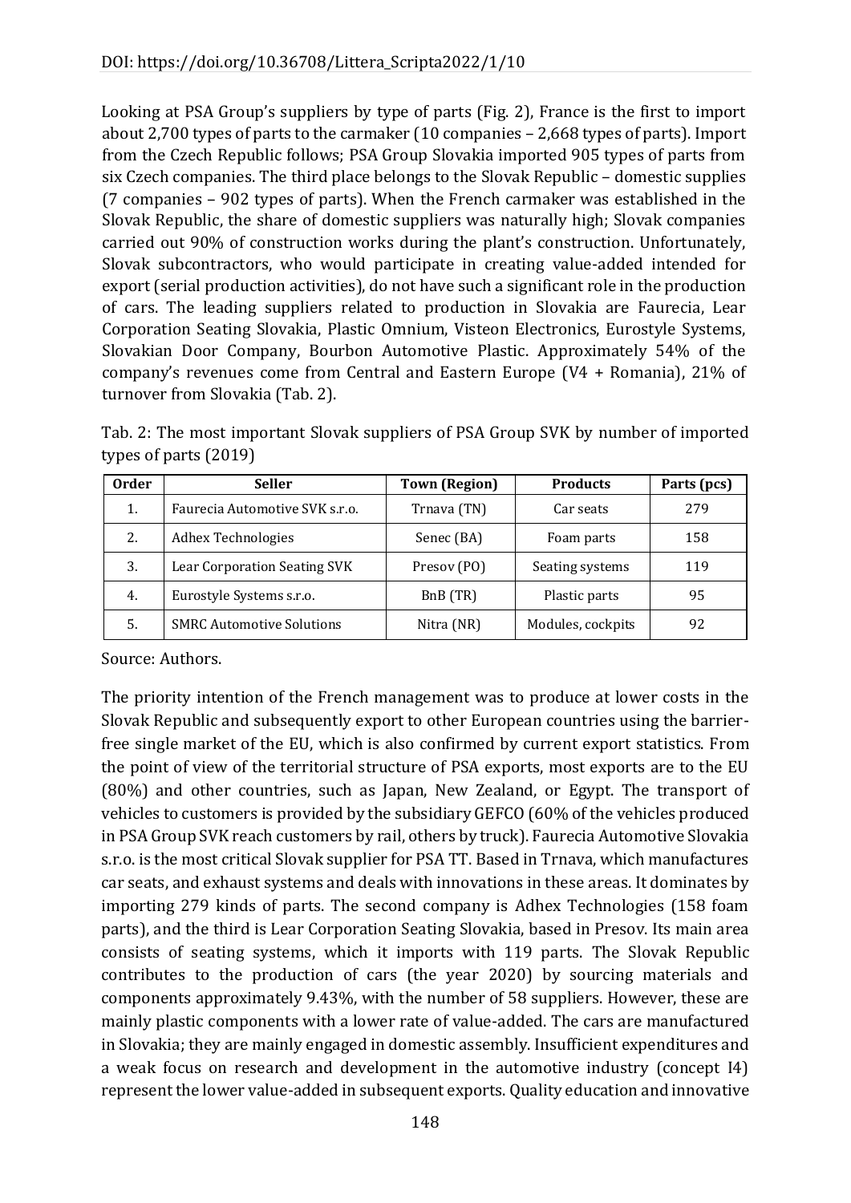Looking at PSA Group's suppliers by type of parts (Fig. 2), France is the first to import about 2,700 types of parts to the carmaker (10 companies – 2,668 types of parts). Import from the Czech Republic follows; PSA Group Slovakia imported 905 types of parts from six Czech companies. The third place belongs to the Slovak Republic – domestic supplies (7 companies – 902 types of parts). When the French carmaker was established in the Slovak Republic, the share of domestic suppliers was naturally high; Slovak companies carried out 90% of construction works during the plant's construction. Unfortunately, Slovak subcontractors, who would participate in creating value-added intended for export (serial production activities), do not have such a significant role in the production of cars. The leading suppliers related to production in Slovakia are Faurecia, Lear Corporation Seating Slovakia, Plastic Omnium, Visteon Electronics, Eurostyle Systems, Slovakian Door Company, Bourbon Automotive Plastic. Approximately 54% of the company's revenues come from Central and Eastern Europe (V4 + Romania), 21% of turnover from Slovakia (Tab. 2).

Tab. 2: The most important Slovak suppliers of PSA Group SVK by number of imported types of parts (2019)

| Order | Seller | Town (Region) | Products | Parts (pcs) |
|---|---|---|---|---|
| 1. | Faurecia Automotive SVK s.r.o. | Trnava (TN) | Car seats | 279 |
| 2. | Adhex Technologies | Senec (BA) | Foam parts | 158 |
| 3. | Lear Corporation Seating SVK | Presov (PO) | Seating systems | 119 |
| 4. | Eurostyle Systems s.r.o. | BnB (TR) | Plastic parts | 95 |
| 5. | SMRC Automotive Solutions | Nitra (NR) | Modules, cockpits | 92 |

Source: Authors.

The priority intention of the French management was to produce at lower costs in the Slovak Republic and subsequently export to other European countries using the barrier-free single market of the EU, which is also confirmed by current export statistics. From the point of view of the territorial structure of PSA exports, most exports are to the EU (80%) and other countries, such as Japan, New Zealand, or Egypt. The transport of vehicles to customers is provided by the subsidiary GEFCO (60% of the vehicles produced in PSA Group SVK reach customers by rail, others by truck). Faurecia Automotive Slovakia s.r.o. is the most critical Slovak supplier for PSA TT. Based in Trnava, which manufactures car seats, and exhaust systems and deals with innovations in these areas. It dominates by importing 279 kinds of parts. The second company is Adhex Technologies (158 foam parts), and the third is Lear Corporation Seating Slovakia, based in Presov. Its main area consists of seating systems, which it imports with 119 parts. The Slovak Republic contributes to the production of cars (the year 2020) by sourcing materials and components approximately 9.43%, with the number of 58 suppliers. However, these are mainly plastic components with a lower rate of value-added. The cars are manufactured in Slovakia; they are mainly engaged in domestic assembly. Insufficient expenditures and a weak focus on research and development in the automotive industry (concept I4) represent the lower value-added in subsequent exports. Quality education and innovative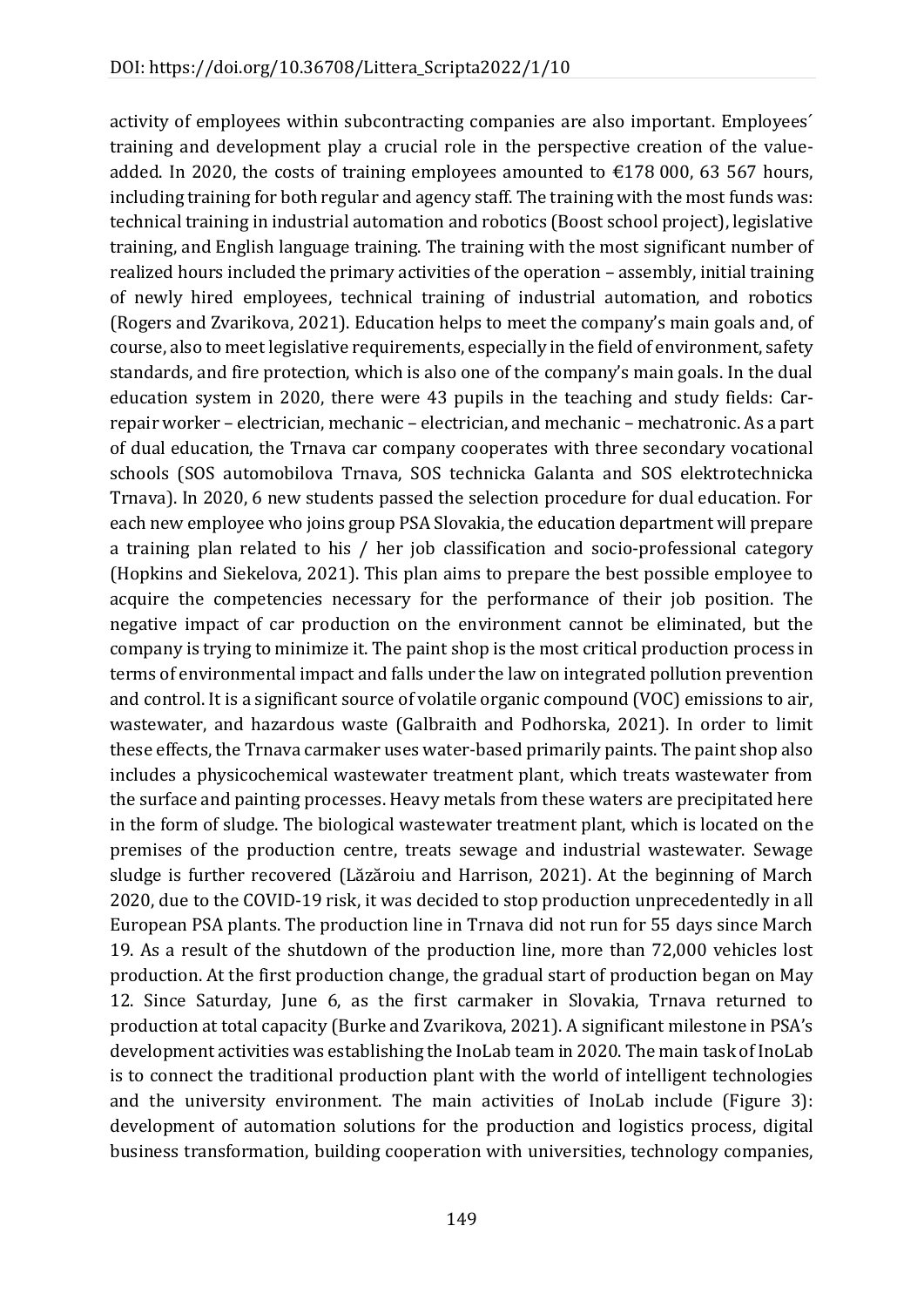activity of employees within subcontracting companies are also important. Employees´ training and development play a crucial role in the perspective creation of the value-added. In 2020, the costs of training employees amounted to €178 000, 63 567 hours, including training for both regular and agency staff. The training with the most funds was: technical training in industrial automation and robotics (Boost school project), legislative training, and English language training. The training with the most significant number of realized hours included the primary activities of the operation – assembly, initial training of newly hired employees, technical training of industrial automation, and robotics (Rogers and Zvarikova, 2021). Education helps to meet the company's main goals and, of course, also to meet legislative requirements, especially in the field of environment, safety standards, and fire protection, which is also one of the company's main goals. In the dual education system in 2020, there were 43 pupils in the teaching and study fields: Car-repair worker – electrician, mechanic – electrician, and mechanic – mechatronic. As a part of dual education, the Trnava car company cooperates with three secondary vocational schools (SOS automobilova Trnava, SOS technicka Galanta and SOS elektrotechnicka Trnava). In 2020, 6 new students passed the selection procedure for dual education. For each new employee who joins group PSA Slovakia, the education department will prepare a training plan related to his / her job classification and socio-professional category (Hopkins and Siekelova, 2021). This plan aims to prepare the best possible employee to acquire the competencies necessary for the performance of their job position. The negative impact of car production on the environment cannot be eliminated, but the company is trying to minimize it. The paint shop is the most critical production process in terms of environmental impact and falls under the law on integrated pollution prevention and control. It is a significant source of volatile organic compound (VOC) emissions to air, wastewater, and hazardous waste (Galbraith and Podhorska, 2021). In order to limit these effects, the Trnava carmaker uses water-based primarily paints. The paint shop also includes a physicochemical wastewater treatment plant, which treats wastewater from the surface and painting processes. Heavy metals from these waters are precipitated here in the form of sludge. The biological wastewater treatment plant, which is located on the premises of the production centre, treats sewage and industrial wastewater. Sewage sludge is further recovered (Lăzăroiu and Harrison, 2021). At the beginning of March 2020, due to the COVID-19 risk, it was decided to stop production unprecedentedly in all European PSA plants. The production line in Trnava did not run for 55 days since March 19. As a result of the shutdown of the production line, more than 72,000 vehicles lost production. At the first production change, the gradual start of production began on May 12. Since Saturday, June 6, as the first carmaker in Slovakia, Trnava returned to production at total capacity (Burke and Zvarikova, 2021). A significant milestone in PSA's development activities was establishing the InoLab team in 2020. The main task of InoLab is to connect the traditional production plant with the world of intelligent technologies and the university environment. The main activities of InoLab include (Figure 3): development of automation solutions for the production and logistics process, digital business transformation, building cooperation with universities, technology companies,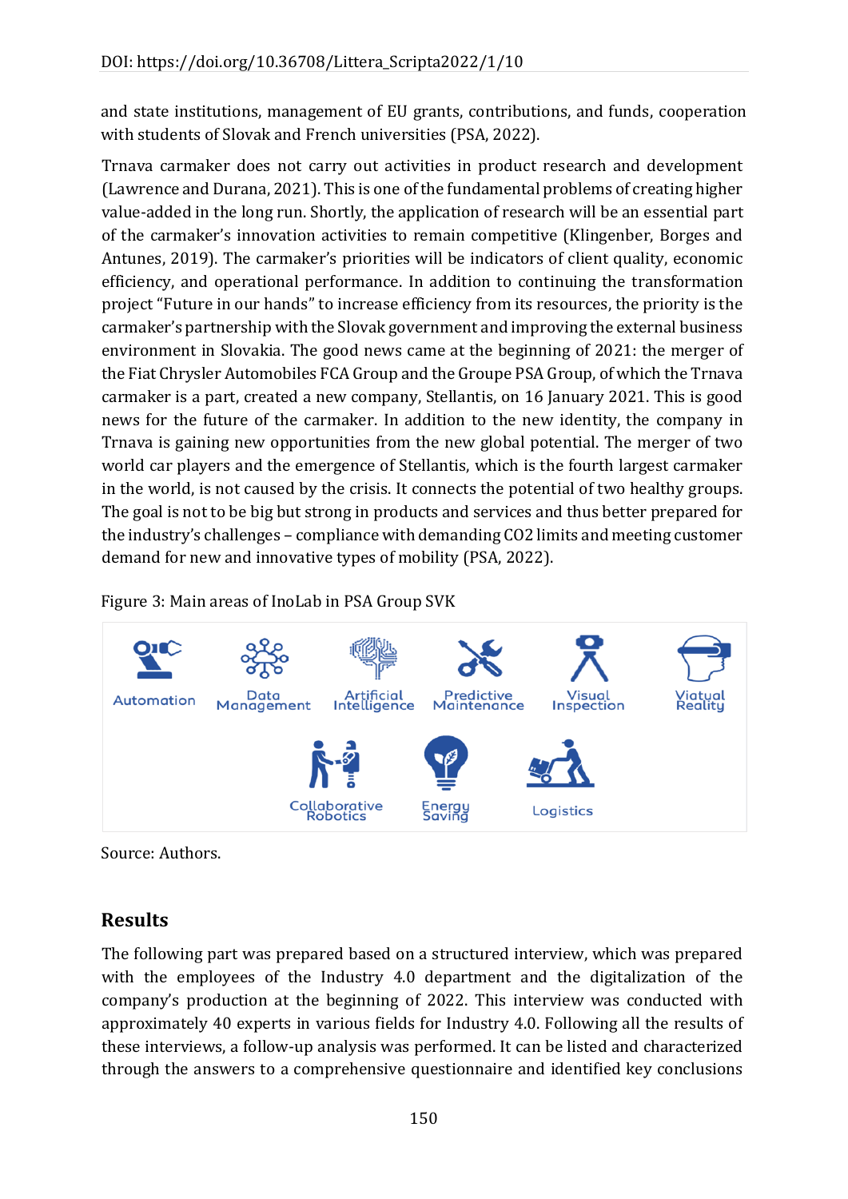and state institutions, management of EU grants, contributions, and funds, cooperation with students of Slovak and French universities (PSA, 2022).

Trnava carmaker does not carry out activities in product research and development (Lawrence and Durana, 2021). This is one of the fundamental problems of creating higher value-added in the long run. Shortly, the application of research will be an essential part of the carmaker's innovation activities to remain competitive (Klingenber, Borges and Antunes, 2019). The carmaker's priorities will be indicators of client quality, economic efficiency, and operational performance. In addition to continuing the transformation project "Future in our hands" to increase efficiency from its resources, the priority is the carmaker's partnership with the Slovak government and improving the external business environment in Slovakia. The good news came at the beginning of 2021: the merger of the Fiat Chrysler Automobiles FCA Group and the Groupe PSA Group, of which the Trnava carmaker is a part, created a new company, Stellantis, on 16 January 2021. This is good news for the future of the carmaker. In addition to the new identity, the company in Trnava is gaining new opportunities from the new global potential. The merger of two world car players and the emergence of Stellantis, which is the fourth largest carmaker in the world, is not caused by the crisis. It connects the potential of two healthy groups. The goal is not to be big but strong in products and services and thus better prepared for the industry's challenges – compliance with demanding CO2 limits and meeting customer demand for new and innovative types of mobility (PSA, 2022).

Figure 3: Main areas of InoLab in PSA Group SVK

Automation, Data Management, Artificial Intelligence, Predictive Maintenance, Visual Inspection, Viatual Reality, Collaborative Robotics, Energy Saving, Logistics

Source: Authors.

## Results

The following part was prepared based on a structured interview, which was prepared with the employees of the Industry 4.0 department and the digitalization of the company's production at the beginning of 2022. This interview was conducted with approximately 40 experts in various fields for Industry 4.0. Following all the results of these interviews, a follow-up analysis was performed. It can be listed and characterized through the answers to a comprehensive questionnaire and identified key conclusions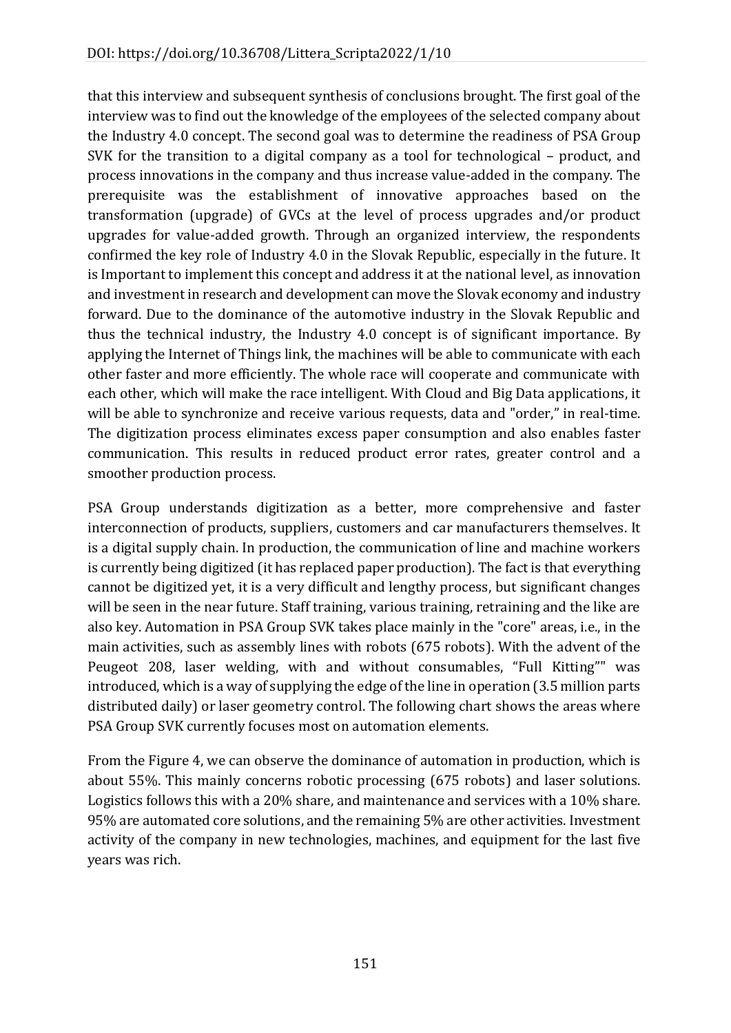that this interview and subsequent synthesis of conclusions brought. The first goal of the interview was to find out the knowledge of the employees of the selected company about the Industry 4.0 concept. The second goal was to determine the readiness of PSA Group SVK for the transition to a digital company as a tool for technological – product, and process innovations in the company and thus increase value-added in the company. The prerequisite was the establishment of innovative approaches based on the transformation (upgrade) of GVCs at the level of process upgrades and/or product upgrades for value-added growth. Through an organized interview, the respondents confirmed the key role of Industry 4.0 in the Slovak Republic, especially in the future. It is Important to implement this concept and address it at the national level, as innovation and investment in research and development can move the Slovak economy and industry forward. Due to the dominance of the automotive industry in the Slovak Republic and thus the technical industry, the Industry 4.0 concept is of significant importance. By applying the Internet of Things link, the machines will be able to communicate with each other faster and more efficiently. The whole race will cooperate and communicate with each other, which will make the race intelligent. With Cloud and Big Data applications, it will be able to synchronize and receive various requests, data and "order," in real-time. The digitization process eliminates excess paper consumption and also enables faster communication. This results in reduced product error rates, greater control and a smoother production process.

PSA Group understands digitization as a better, more comprehensive and faster interconnection of products, suppliers, customers and car manufacturers themselves. It is a digital supply chain. In production, the communication of line and machine workers is currently being digitized (it has replaced paper production). The fact is that everything cannot be digitized yet, it is a very difficult and lengthy process, but significant changes will be seen in the near future. Staff training, various training, retraining and the like are also key. Automation in PSA Group SVK takes place mainly in the "core" areas, i.e., in the main activities, such as assembly lines with robots (675 robots). With the advent of the Peugeot 208, laser welding, with and without consumables, "Full Kitting"" was introduced, which is a way of supplying the edge of the line in operation (3.5 million parts distributed daily) or laser geometry control. The following chart shows the areas where PSA Group SVK currently focuses most on automation elements.

From the Figure 4, we can observe the dominance of automation in production, which is about 55%. This mainly concerns robotic processing (675 robots) and laser solutions. Logistics follows this with a 20% share, and maintenance and services with a 10% share. 95% are automated core solutions, and the remaining 5% are other activities. Investment activity of the company in new technologies, machines, and equipment for the last five years was rich.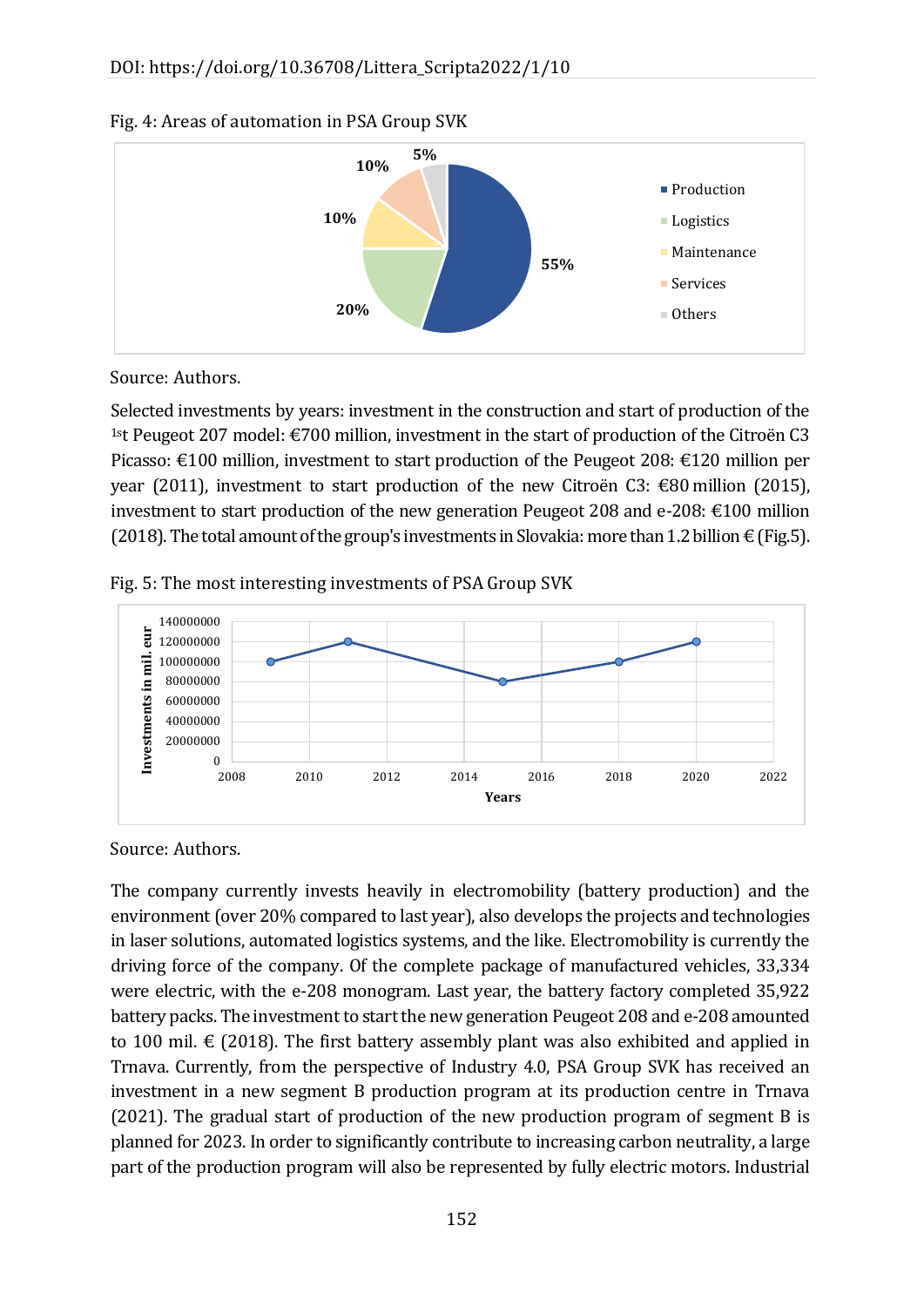Fig. 4: Areas of automation in PSA Group SVK

Source: Authors.

Selected investments by years: investment in the construction and start of production of the 1st Peugeot 207 model: €700 million, investment in the start of production of the Citroën C3 Picasso: €100 million, investment to start production of the Peugeot 208: €120 million per year (2011), investment to start production of the new Citroën C3: €80 million (2015), investment to start production of the new generation Peugeot 208 and e-208: €100 million (2018). The total amount of the group's investments in Slovakia: more than 1.2 billion € (Fig.5).

Fig. 5: The most interesting investments of PSA Group SVK

Source: Authors.

The company currently invests heavily in electromobility (battery production) and the environment (over 20% compared to last year), also develops the projects and technologies in laser solutions, automated logistics systems, and the like. Electromobility is currently the driving force of the company. Of the complete package of manufactured vehicles, 33,334 were electric, with the e-208 monogram. Last year, the battery factory completed 35,922 battery packs. The investment to start the new generation Peugeot 208 and e-208 amounted to 100 mil. € (2018). The first battery assembly plant was also exhibited and applied in Trnava. Currently, from the perspective of Industry 4.0, PSA Group SVK has received an investment in a new segment B production program at its production centre in Trnava (2021). The gradual start of production of the new production program of segment B is planned for 2023. In order to significantly contribute to increasing carbon neutrality, a large part of the production program will also be represented by fully electric motors. Industrial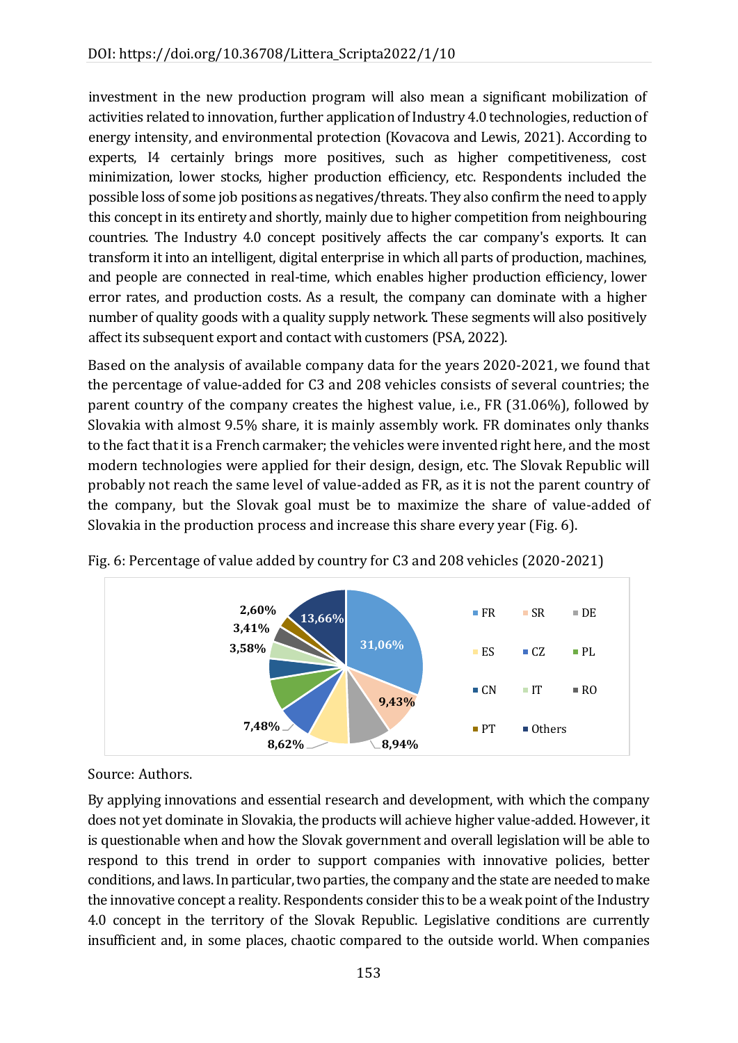investment in the new production program will also mean a significant mobilization of activities related to innovation, further application of Industry 4.0 technologies, reduction of energy intensity, and environmental protection (Kovacova and Lewis, 2021). According to experts, I4 certainly brings more positives, such as higher competitiveness, cost minimization, lower stocks, higher production efficiency, etc. Respondents included the possible loss of some job positions as negatives/threats. They also confirm the need to apply this concept in its entirety and shortly, mainly due to higher competition from neighbouring countries. The Industry 4.0 concept positively affects the car company's exports. It can transform it into an intelligent, digital enterprise in which all parts of production, machines, and people are connected in real-time, which enables higher production efficiency, lower error rates, and production costs. As a result, the company can dominate with a higher number of quality goods with a quality supply network. These segments will also positively affect its subsequent export and contact with customers (PSA, 2022).

Based on the analysis of available company data for the years 2020-2021, we found that the percentage of value-added for C3 and 208 vehicles consists of several countries; the parent country of the company creates the highest value, i.e., FR (31.06%), followed by Slovakia with almost 9.5% share, it is mainly assembly work. FR dominates only thanks to the fact that it is a French carmaker; the vehicles were invented right here, and the most modern technologies were applied for their design, design, etc. The Slovak Republic will probably not reach the same level of value-added as FR, as it is not the parent country of the company, but the Slovak goal must be to maximize the share of value-added of Slovakia in the production process and increase this share every year (Fig. 6).

Fig. 6: Percentage of value added by country for C3 and 208 vehicles (2020-2021)

| Country | Share |
| --- | --- |
| FR | 31,06% |
| SR | 9,43% |
| DE | 8,94% |
| ES | 8,62% |
| CZ | 7,48% |
| PL | |
| CN | |
| IT | 3,58% |
| RO | 3,41% |
| PT | 2,60% |
| Others | 13,66% |

Source: Authors.

By applying innovations and essential research and development, with which the company does not yet dominate in Slovakia, the products will achieve higher value-added. However, it is questionable when and how the Slovak government and overall legislation will be able to respond to this trend in order to support companies with innovative policies, better conditions, and laws. In particular, two parties, the company and the state are needed to make the innovative concept a reality. Respondents consider this to be a weak point of the Industry 4.0 concept in the territory of the Slovak Republic. Legislative conditions are currently insufficient and, in some places, chaotic compared to the outside world. When companies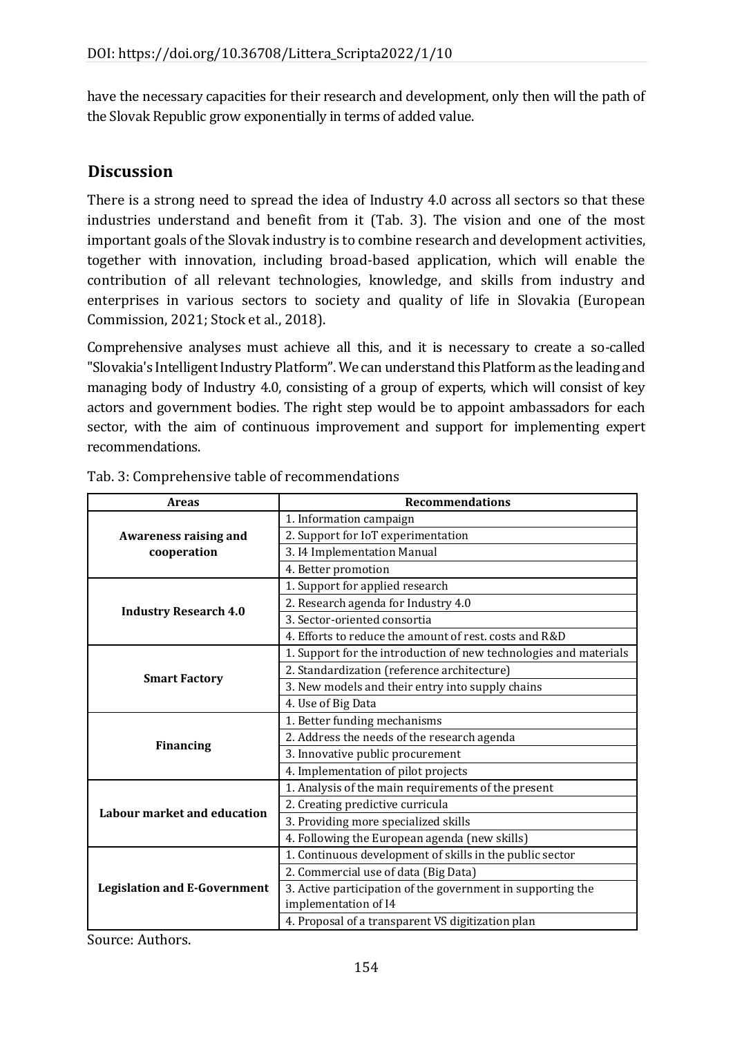have the necessary capacities for their research and development, only then will the path of the Slovak Republic grow exponentially in terms of added value.

## Discussion

There is a strong need to spread the idea of Industry 4.0 across all sectors so that these industries understand and benefit from it (Tab. 3). The vision and one of the most important goals of the Slovak industry is to combine research and development activities, together with innovation, including broad-based application, which will enable the contribution of all relevant technologies, knowledge, and skills from industry and enterprises in various sectors to society and quality of life in Slovakia (European Commission, 2021; Stock et al., 2018).

Comprehensive analyses must achieve all this, and it is necessary to create a so-called "Slovakia's Intelligent Industry Platform". We can understand this Platform as the leading and managing body of Industry 4.0, consisting of a group of experts, which will consist of key actors and government bodies. The right step would be to appoint ambassadors for each sector, with the aim of continuous improvement and support for implementing expert recommendations.

Tab. 3: Comprehensive table of recommendations

| Areas | Recommendations |
|---|---|
| **Awareness raising and cooperation** | 1. Information campaign |
| | 2. Support for IoT experimentation |
| | 3. I4 Implementation Manual |
| | 4. Better promotion |
| **Industry Research 4.0** | 1. Support for applied research |
| | 2. Research agenda for Industry 4.0 |
| | 3. Sector-oriented consortia |
| | 4. Efforts to reduce the amount of rest. costs and R&D |
| **Smart Factory** | 1. Support for the introduction of new technologies and materials |
| | 2. Standardization (reference architecture) |
| | 3. New models and their entry into supply chains |
| | 4. Use of Big Data |
| **Financing** | 1. Better funding mechanisms |
| | 2. Address the needs of the research agenda |
| | 3. Innovative public procurement |
| | 4. Implementation of pilot projects |
| **Labour market and education** | 1. Analysis of the main requirements of the present |
| | 2. Creating predictive curricula |
| | 3. Providing more specialized skills |
| | 4. Following the European agenda (new skills) |
| **Legislation and E-Government** | 1. Continuous development of skills in the public sector |
| | 2. Commercial use of data (Big Data) |
| | 3. Active participation of the government in supporting the implementation of I4 |
| | 4. Proposal of a transparent VS digitization plan |

Source: Authors.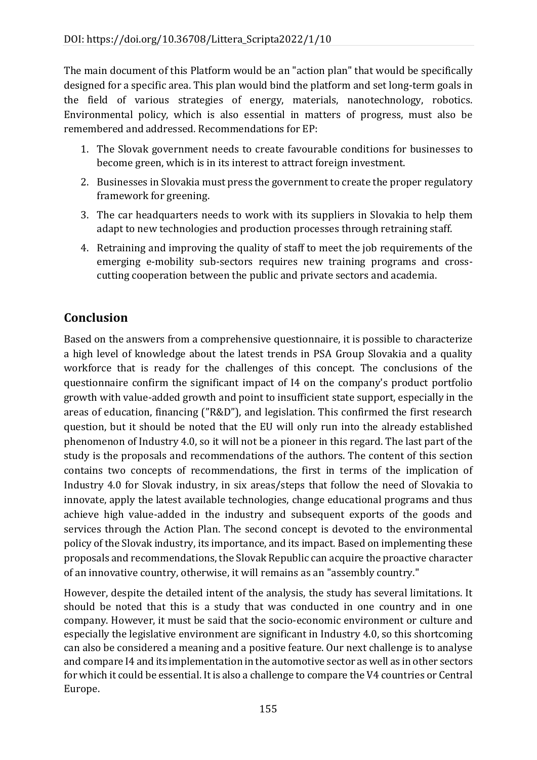The main document of this Platform would be an "action plan" that would be specifically designed for a specific area. This plan would bind the platform and set long-term goals in the field of various strategies of energy, materials, nanotechnology, robotics. Environmental policy, which is also essential in matters of progress, must also be remembered and addressed. Recommendations for EP:

1. The Slovak government needs to create favourable conditions for businesses to become green, which is in its interest to attract foreign investment.
2. Businesses in Slovakia must press the government to create the proper regulatory framework for greening.
3. The car headquarters needs to work with its suppliers in Slovakia to help them adapt to new technologies and production processes through retraining staff.
4. Retraining and improving the quality of staff to meet the job requirements of the emerging e-mobility sub-sectors requires new training programs and cross-cutting cooperation between the public and private sectors and academia.

## Conclusion

Based on the answers from a comprehensive questionnaire, it is possible to characterize a high level of knowledge about the latest trends in PSA Group Slovakia and a quality workforce that is ready for the challenges of this concept. The conclusions of the questionnaire confirm the significant impact of I4 on the company's product portfolio growth with value-added growth and point to insufficient state support, especially in the areas of education, financing ("R&D"), and legislation. This confirmed the first research question, but it should be noted that the EU will only run into the already established phenomenon of Industry 4.0, so it will not be a pioneer in this regard. The last part of the study is the proposals and recommendations of the authors. The content of this section contains two concepts of recommendations, the first in terms of the implication of Industry 4.0 for Slovak industry, in six areas/steps that follow the need of Slovakia to innovate, apply the latest available technologies, change educational programs and thus achieve high value-added in the industry and subsequent exports of the goods and services through the Action Plan. The second concept is devoted to the environmental policy of the Slovak industry, its importance, and its impact. Based on implementing these proposals and recommendations, the Slovak Republic can acquire the proactive character of an innovative country, otherwise, it will remains as an "assembly country."

However, despite the detailed intent of the analysis, the study has several limitations. It should be noted that this is a study that was conducted in one country and in one company. However, it must be said that the socio-economic environment or culture and especially the legislative environment are significant in Industry 4.0, so this shortcoming can also be considered a meaning and a positive feature. Our next challenge is to analyse and compare I4 and its implementation in the automotive sector as well as in other sectors for which it could be essential. It is also a challenge to compare the V4 countries or Central Europe.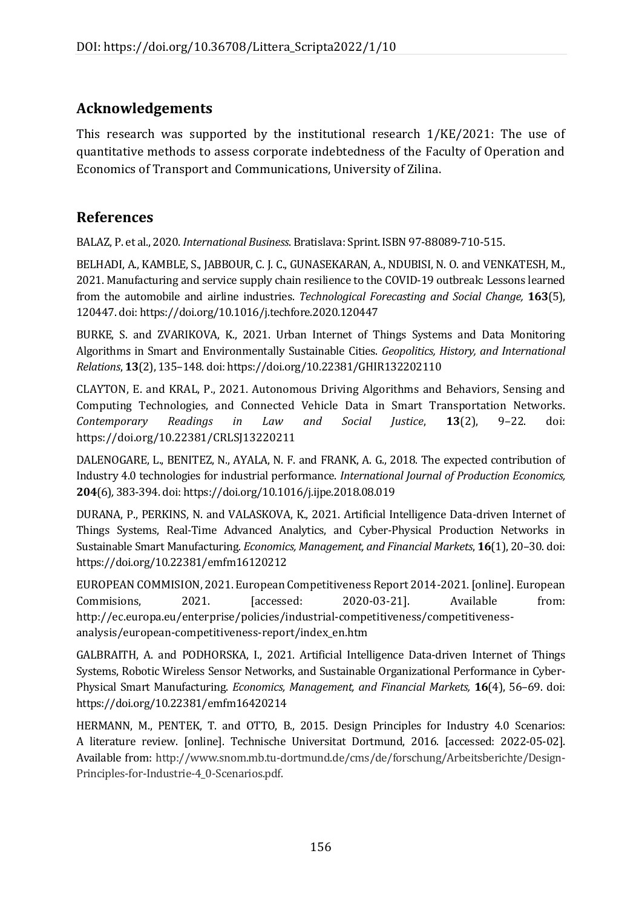## Acknowledgements

This research was supported by the institutional research 1/KE/2021: The use of quantitative methods to assess corporate indebtedness of the Faculty of Operation and Economics of Transport and Communications, University of Zilina.

## References

BALAZ, P. et al., 2020. *International Business*. Bratislava: Sprint. ISBN 97-88089-710-515.

BELHADI, A., KAMBLE, S., JABBOUR, C. J. C., GUNASEKARAN, A., NDUBISI, N. O. and VENKATESH, M., 2021. Manufacturing and service supply chain resilience to the COVID-19 outbreak: Lessons learned from the automobile and airline industries. *Technological Forecasting and Social Change,* **163**(5), 120447. doi: https://doi.org/10.1016/j.techfore.2020.120447

BURKE, S. and ZVARIKOVA, K., 2021. Urban Internet of Things Systems and Data Monitoring Algorithms in Smart and Environmentally Sustainable Cities. *Geopolitics, History, and International Relations*, **13**(2), 135–148. doi: https://doi.org/10.22381/GHIR132202110

CLAYTON, E. and KRAL, P., 2021. Autonomous Driving Algorithms and Behaviors, Sensing and Computing Technologies, and Connected Vehicle Data in Smart Transportation Networks. *Contemporary Readings in Law and Social Justice*, **13**(2), 9–22. doi: https://doi.org/10.22381/CRLSJ13220211

DALENOGARE, L., BENITEZ, N., AYALA, N. F. and FRANK, A. G., 2018. The expected contribution of Industry 4.0 technologies for industrial performance. *International Journal of Production Economics,* **204**(6)*,* 383-394. doi: https://doi.org/10.1016/j.ijpe.2018.08.019

DURANA, P., PERKINS, N. and VALASKOVA, K., 2021. Artificial Intelligence Data-driven Internet of Things Systems, Real-Time Advanced Analytics, and Cyber-Physical Production Networks in Sustainable Smart Manufacturing. *Economics, Management, and Financial Markets*, **16**(1), 20–30. doi: https://doi.org/10.22381/emfm16120212

EUROPEAN COMMISION, 2021. European Competitiveness Report 2014-2021. [online]. European Commisions, 2021. [accessed: 2020-03-21]. Available from: http://ec.europa.eu/enterprise/policies/industrial-competitiveness/competitiveness-analysis/european-competitiveness-report/index_en.htm

GALBRAITH, A. and PODHORSKA, I., 2021. Artificial Intelligence Data-driven Internet of Things Systems, Robotic Wireless Sensor Networks, and Sustainable Organizational Performance in Cyber-Physical Smart Manufacturing. *Economics, Management, and Financial Markets,* **16**(4), 56–69. doi: https://doi.org/10.22381/emfm16420214

HERMANN, M., PENTEK, T. and OTTO, B., 2015. Design Principles for Industry 4.0 Scenarios: A literature review. [online]. Technische Universitat Dortmund, 2016. [accessed: 2022-05-02]. Available from: http://www.snom.mb.tu-dortmund.de/cms/de/forschung/Arbeitsberichte/Design-Principles-for-Industrie-4_0-Scenarios.pdf.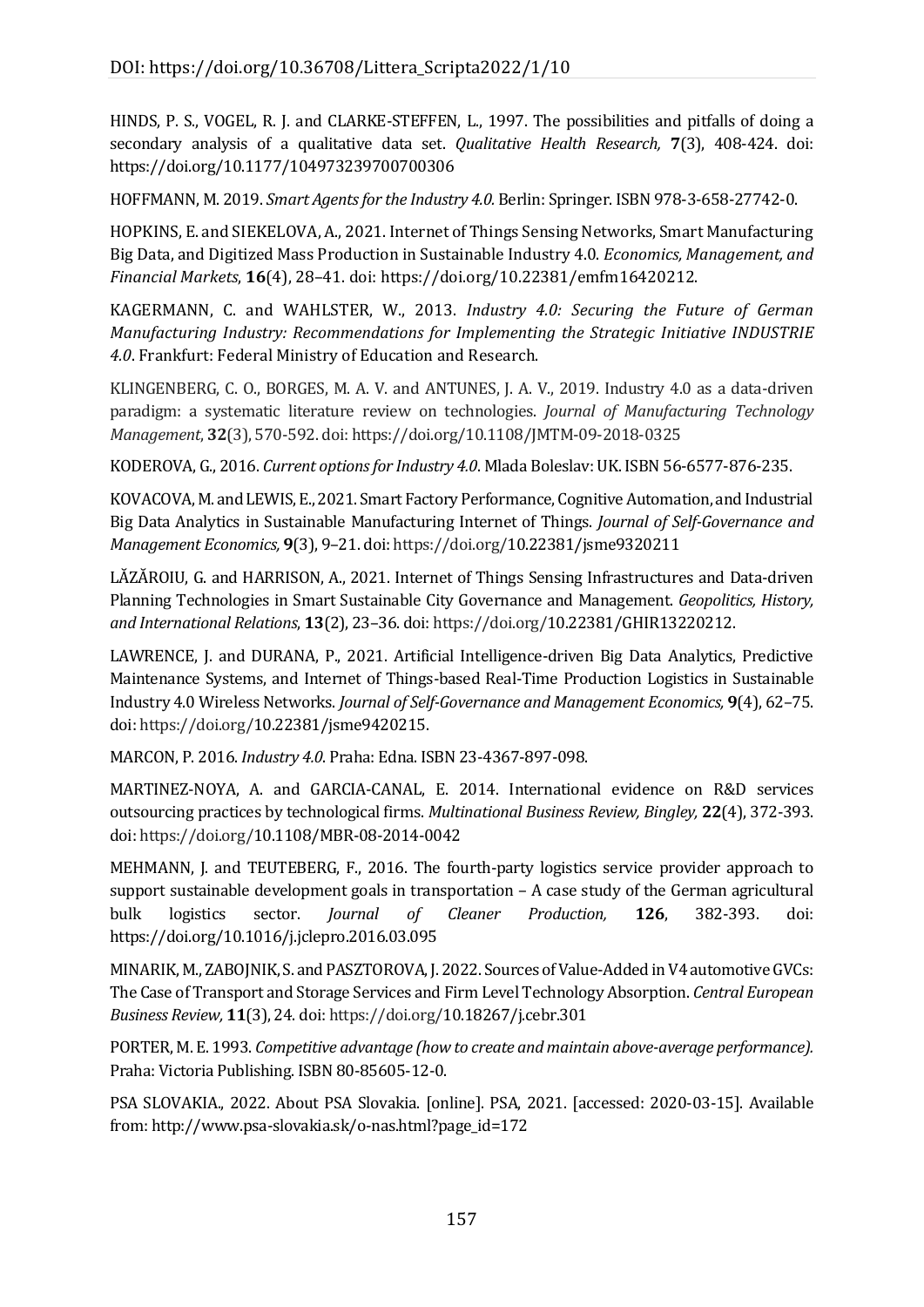HINDS, P. S., VOGEL, R. J. and CLARKE-STEFFEN, L., 1997. The possibilities and pitfalls of doing a secondary analysis of a qualitative data set. *Qualitative Health Research,* **7**(3), 408-424. doi: https://doi.org/10.1177/104973239700700306

HOFFMANN, M. 2019. *Smart Agents for the Industry 4.0.* Berlin: Springer. ISBN 978-3-658-27742-0.

HOPKINS, E. and SIEKELOVA, A., 2021. Internet of Things Sensing Networks, Smart Manufacturing Big Data, and Digitized Mass Production in Sustainable Industry 4.0. *Economics, Management, and Financial Markets*, **16**(4), 28–41. doi: https://doi.org/10.22381/emfm16420212.

KAGERMANN, C. and WAHLSTER, W., 2013. *Industry 4.0: Securing the Future of German Manufacturing Industry: Recommendations for Implementing the Strategic Initiative INDUSTRIE 4.0*. Frankfurt: Federal Ministry of Education and Research.

KLINGENBERG, C. O., BORGES, M. A. V. and ANTUNES, J. A. V., 2019. Industry 4.0 as a data-driven paradigm: a systematic literature review on technologies. *Journal of Manufacturing Technology Management*, **32**(3), 570-592. doi: https://doi.org/10.1108/JMTM-09-2018-0325

KODEROVA, G., 2016. *Current options for Industry 4.0*. Mlada Boleslav: UK. ISBN 56-6577-876-235.

KOVACOVA, M. and LEWIS, E., 2021. Smart Factory Performance, Cognitive Automation, and Industrial Big Data Analytics in Sustainable Manufacturing Internet of Things. *Journal of Self-Governance and Management Economics,* **9**(3), 9–21. doi: https://doi.org/10.22381/jsme9320211

LĂZĂROIU, G. and HARRISON, A., 2021. Internet of Things Sensing Infrastructures and Data-driven Planning Technologies in Smart Sustainable City Governance and Management. *Geopolitics, History, and International Relations*, **13**(2), 23–36. doi: https://doi.org/10.22381/GHIR13220212.

LAWRENCE, J. and DURANA, P., 2021. Artificial Intelligence-driven Big Data Analytics, Predictive Maintenance Systems, and Internet of Things-based Real-Time Production Logistics in Sustainable Industry 4.0 Wireless Networks. *Journal of Self-Governance and Management Economics,* **9**(4), 62–75. doi: https://doi.org/10.22381/jsme9420215.

MARCON, P. 2016. *Industry 4.0*. Praha: Edna. ISBN 23-4367-897-098.

MARTINEZ-NOYA, A. and GARCIA-CANAL, E. 2014. International evidence on R&D services outsourcing practices by technological firms. *Multinational Business Review, Bingley,* **22**(4), 372-393. doi: https://doi.org/10.1108/MBR-08-2014-0042

MEHMANN, J. and TEUTEBERG, F., 2016. The fourth-party logistics service provider approach to support sustainable development goals in transportation – A case study of the German agricultural bulk logistics sector. *Journal of Cleaner Production,* **126**, 382-393. doi: https://doi.org/10.1016/j.jclepro.2016.03.095

MINARIK, M., ZABOJNIK, S. and PASZTOROVA, J. 2022. Sources of Value-Added in V4 automotive GVCs: The Case of Transport and Storage Services and Firm Level Technology Absorption. *Central European Business Review,* **11**(3), 24. doi: https://doi.org/10.18267/j.cebr.301

PORTER, M. E. 1993. *Competitive advantage (how to create and maintain above-average performance).* Praha: Victoria Publishing. ISBN 80-85605-12-0.

PSA SLOVAKIA., 2022. About PSA Slovakia. [online]. PSA, 2021. [accessed: 2020-03-15]. Available from: http://www.psa-slovakia.sk/o-nas.html?page_id=172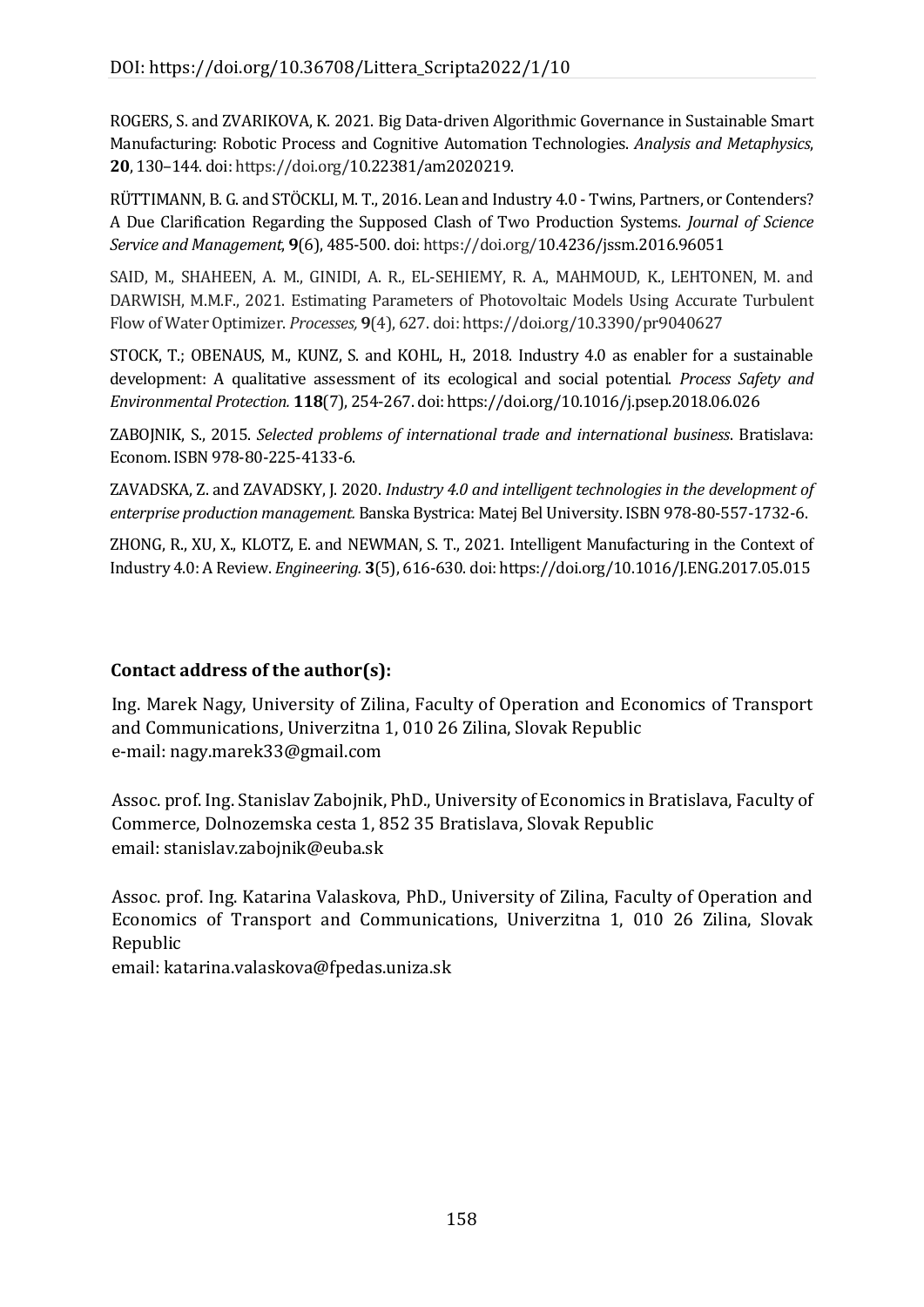ROGERS, S. and ZVARIKOVA, K. 2021. Big Data-driven Algorithmic Governance in Sustainable Smart Manufacturing: Robotic Process and Cognitive Automation Technologies. *Analysis and Metaphysics*, **20**, 130–144. doi: https://doi.org/10.22381/am2020219.

RÜTTIMANN, B. G. and STÖCKLI, M. T., 2016. Lean and Industry 4.0 - Twins, Partners, or Contenders? A Due Clarification Regarding the Supposed Clash of Two Production Systems. *Journal of Science Service and Management*, **9**(6), 485-500. doi: https://doi.org/10.4236/jssm.2016.96051

SAID, M., SHAHEEN, A. M., GINIDI, A. R., EL-SEHIEMY, R. A., MAHMOUD, K., LEHTONEN, M. and DARWISH, M.M.F., 2021. Estimating Parameters of Photovoltaic Models Using Accurate Turbulent Flow of Water Optimizer. *Processes*, **9**(4), 627. doi: https://doi.org/10.3390/pr9040627

STOCK, T.; OBENAUS, M., KUNZ, S. and KOHL, H., 2018. Industry 4.0 as enabler for a sustainable development: A qualitative assessment of its ecological and social potential. *Process Safety and Environmental Protection.* **118**(7), 254-267. doi: https://doi.org/10.1016/j.psep.2018.06.026

ZABOJNIK, S., 2015. *Selected problems of international trade and international business*. Bratislava: Econom. ISBN 978-80-225-4133-6.

ZAVADSKA, Z. and ZAVADSKY, J. 2020. *Industry 4.0 and intelligent technologies in the development of enterprise production management.* Banska Bystrica: Matej Bel University. ISBN 978-80-557-1732-6.

ZHONG, R., XU, X., KLOTZ, E. and NEWMAN, S. T., 2021. Intelligent Manufacturing in the Context of Industry 4.0: A Review. *Engineering.* **3**(5), 616-630. doi: https://doi.org/10.1016/J.ENG.2017.05.015

## Contact address of the author(s):

Ing. Marek Nagy, University of Zilina, Faculty of Operation and Economics of Transport and Communications, Univerzitna 1, 010 26 Zilina, Slovak Republic
e-mail: nagy.marek33@gmail.com

Assoc. prof. Ing. Stanislav Zabojnik, PhD., University of Economics in Bratislava, Faculty of Commerce, Dolnozemska cesta 1, 852 35 Bratislava, Slovak Republic
email: stanislav.zabojnik@euba.sk

Assoc. prof. Ing. Katarina Valaskova, PhD., University of Zilina, Faculty of Operation and Economics of Transport and Communications, Univerzitna 1, 010 26 Zilina, Slovak Republic
email: katarina.valaskova@fpedas.uniza.sk